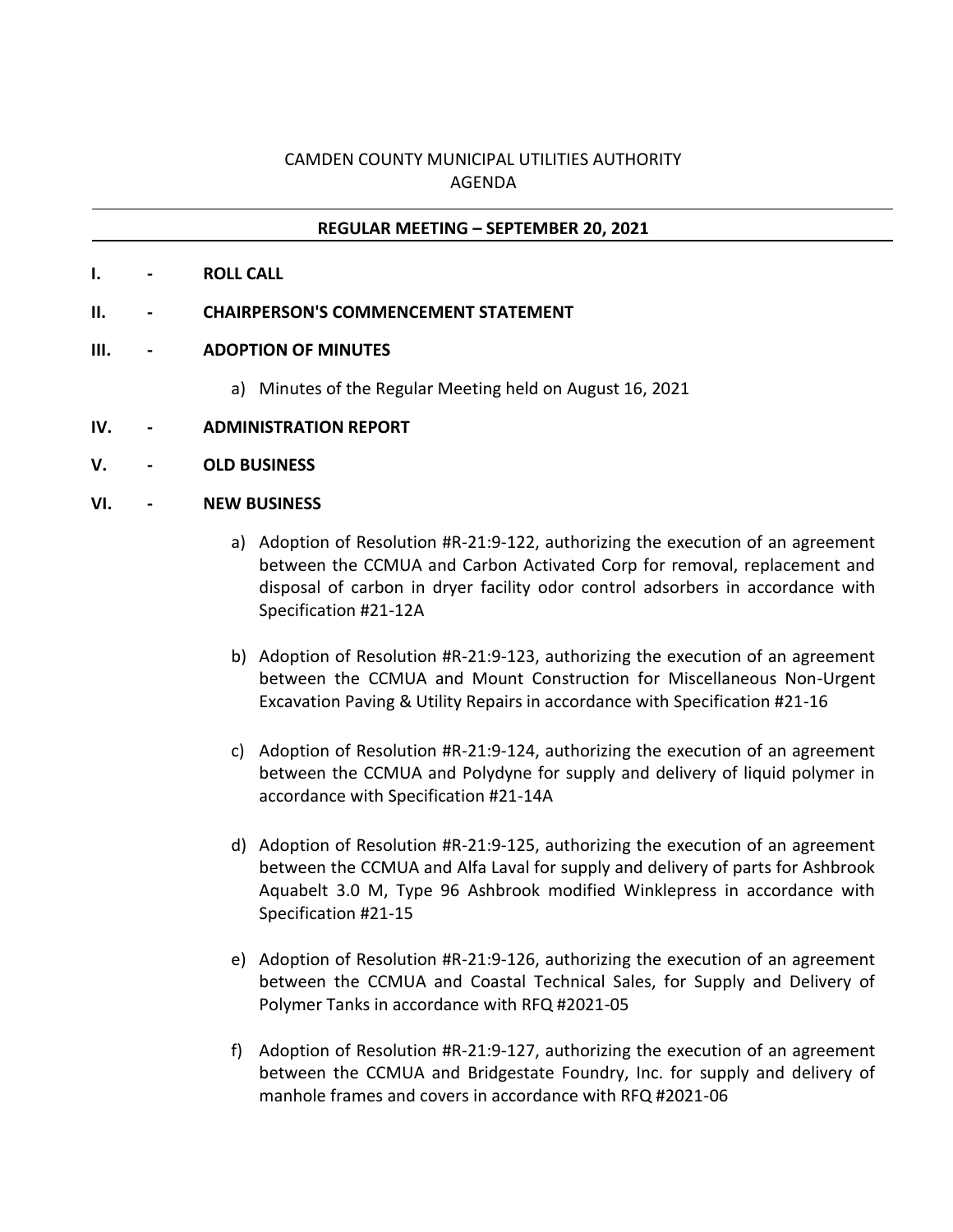# CAMDEN COUNTY MUNICIPAL UTILITIES AUTHORITY
## AGENDA

**REGULAR MEETING – SEPTEMBER 20, 2021**

**I. - ROLL CALL**

**II. - CHAIRPERSON'S COMMENCEMENT STATEMENT**

**III. - ADOPTION OF MINUTES**

a) Minutes of the Regular Meeting held on August 16, 2021

**IV. - ADMINISTRATION REPORT**

**V. - OLD BUSINESS**

**VI. - NEW BUSINESS**

a) Adoption of Resolution #R-21:9-122, authorizing the execution of an agreement between the CCMUA and Carbon Activated Corp for removal, replacement and disposal of carbon in dryer facility odor control adsorbers in accordance with Specification #21-12A

b) Adoption of Resolution #R-21:9-123, authorizing the execution of an agreement between the CCMUA and Mount Construction for Miscellaneous Non-Urgent Excavation Paving & Utility Repairs in accordance with Specification #21-16

c) Adoption of Resolution #R-21:9-124, authorizing the execution of an agreement between the CCMUA and Polydyne for supply and delivery of liquid polymer in accordance with Specification #21-14A

d) Adoption of Resolution #R-21:9-125, authorizing the execution of an agreement between the CCMUA and Alfa Laval for supply and delivery of parts for Ashbrook Aquabelt 3.0 M, Type 96 Ashbrook modified Winklepress in accordance with Specification #21-15

e) Adoption of Resolution #R-21:9-126, authorizing the execution of an agreement between the CCMUA and Coastal Technical Sales, for Supply and Delivery of Polymer Tanks in accordance with RFQ #2021-05

f) Adoption of Resolution #R-21:9-127, authorizing the execution of an agreement between the CCMUA and Bridgestate Foundry, Inc. for supply and delivery of manhole frames and covers in accordance with RFQ #2021-06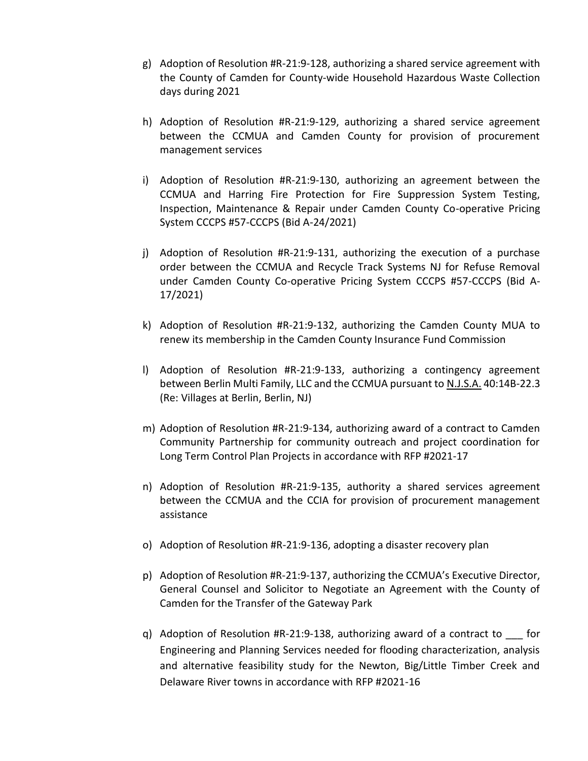g) Adoption of Resolution #R-21:9-128, authorizing a shared service agreement with the County of Camden for County-wide Household Hazardous Waste Collection days during 2021

h) Adoption of Resolution #R-21:9-129, authorizing a shared service agreement between the CCMUA and Camden County for provision of procurement management services

i) Adoption of Resolution #R-21:9-130, authorizing an agreement between the CCMUA and Harring Fire Protection for Fire Suppression System Testing, Inspection, Maintenance & Repair under Camden County Co-operative Pricing System CCCPS #57-CCCPS (Bid A-24/2021)

j) Adoption of Resolution #R-21:9-131, authorizing the execution of a purchase order between the CCMUA and Recycle Track Systems NJ for Refuse Removal under Camden County Co-operative Pricing System CCCPS #57-CCCPS (Bid A-17/2021)

k) Adoption of Resolution #R-21:9-132, authorizing the Camden County MUA to renew its membership in the Camden County Insurance Fund Commission

l) Adoption of Resolution #R-21:9-133, authorizing a contingency agreement between Berlin Multi Family, LLC and the CCMUA pursuant to <u>N.J.S.A.</u> 40:14B-22.3 (Re: Villages at Berlin, Berlin, NJ)

m) Adoption of Resolution #R-21:9-134, authorizing award of a contract to Camden Community Partnership for community outreach and project coordination for Long Term Control Plan Projects in accordance with RFP #2021-17

n) Adoption of Resolution #R-21:9-135, authority a shared services agreement between the CCMUA and the CCIA for provision of procurement management assistance

o) Adoption of Resolution #R-21:9-136, adopting a disaster recovery plan

p) Adoption of Resolution #R-21:9-137, authorizing the CCMUA's Executive Director, General Counsel and Solicitor to Negotiate an Agreement with the County of Camden for the Transfer of the Gateway Park

q) Adoption of Resolution #R-21:9-138, authorizing award of a contract to ___ for Engineering and Planning Services needed for flooding characterization, analysis and alternative feasibility study for the Newton, Big/Little Timber Creek and Delaware River towns in accordance with RFP #2021-16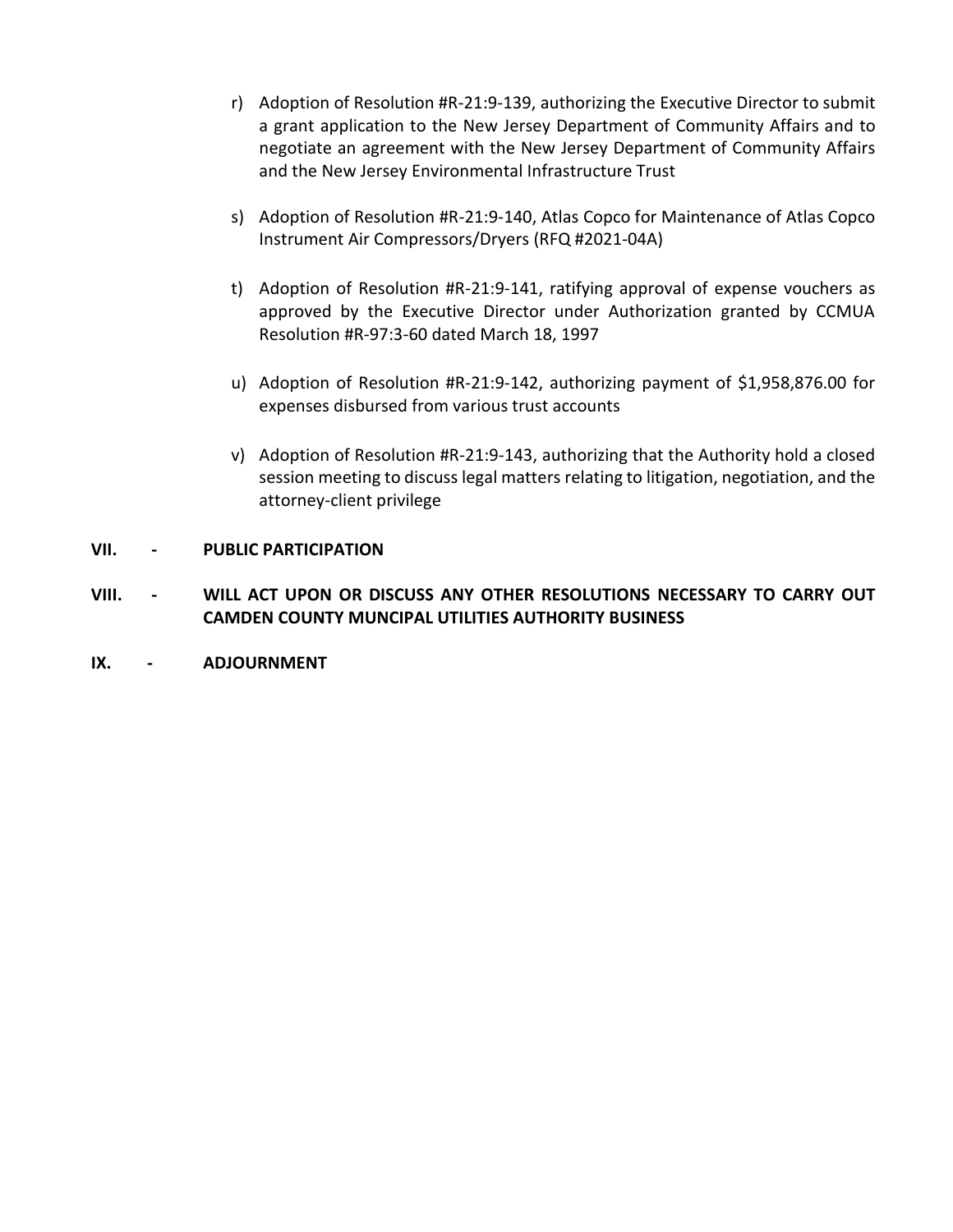r) Adoption of Resolution #R-21:9-139, authorizing the Executive Director to submit a grant application to the New Jersey Department of Community Affairs and to negotiate an agreement with the New Jersey Department of Community Affairs and the New Jersey Environmental Infrastructure Trust

s) Adoption of Resolution #R-21:9-140, Atlas Copco for Maintenance of Atlas Copco Instrument Air Compressors/Dryers (RFQ #2021-04A)

t) Adoption of Resolution #R-21:9-141, ratifying approval of expense vouchers as approved by the Executive Director under Authorization granted by CCMUA Resolution #R-97:3-60 dated March 18, 1997

u) Adoption of Resolution #R-21:9-142, authorizing payment of $1,958,876.00 for expenses disbursed from various trust accounts

v) Adoption of Resolution #R-21:9-143, authorizing that the Authority hold a closed session meeting to discuss legal matters relating to litigation, negotiation, and the attorney-client privilege

**VII. - PUBLIC PARTICIPATION**

**VIII. - WILL ACT UPON OR DISCUSS ANY OTHER RESOLUTIONS NECESSARY TO CARRY OUT CAMDEN COUNTY MUNCIPAL UTILITIES AUTHORITY BUSINESS**

**IX. - ADJOURNMENT**